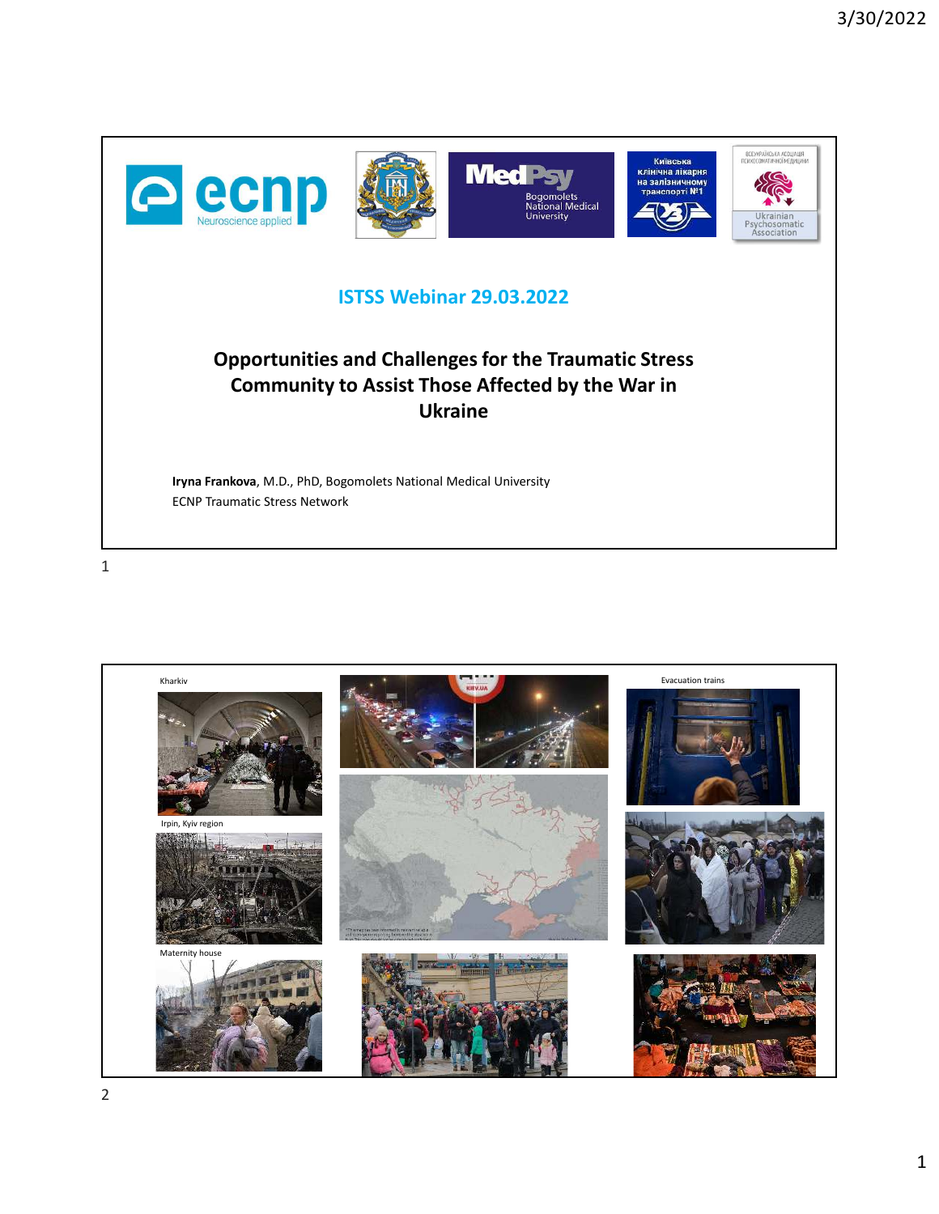ecnp Neuroscience applied

MedPsy Bogomolets National Medical University

Київська клінічна лікарня на залізничному транспорті №1

Всеукраїнська асоціація психосоматичної медицини

Ukrainian Psychosomatic Association

## ISTSS Webinar 29.03.2022

# Opportunities and Challenges for the Traumatic Stress Community to Assist Those Affected by the War in Ukraine

**Iryna Frankova**, M.D., PhD, Bogomolets National Medical University

ECNP Traumatic Stress Network

---

Kharkiv

Irpin, Kyiv region

Maternity house

Evacuation trains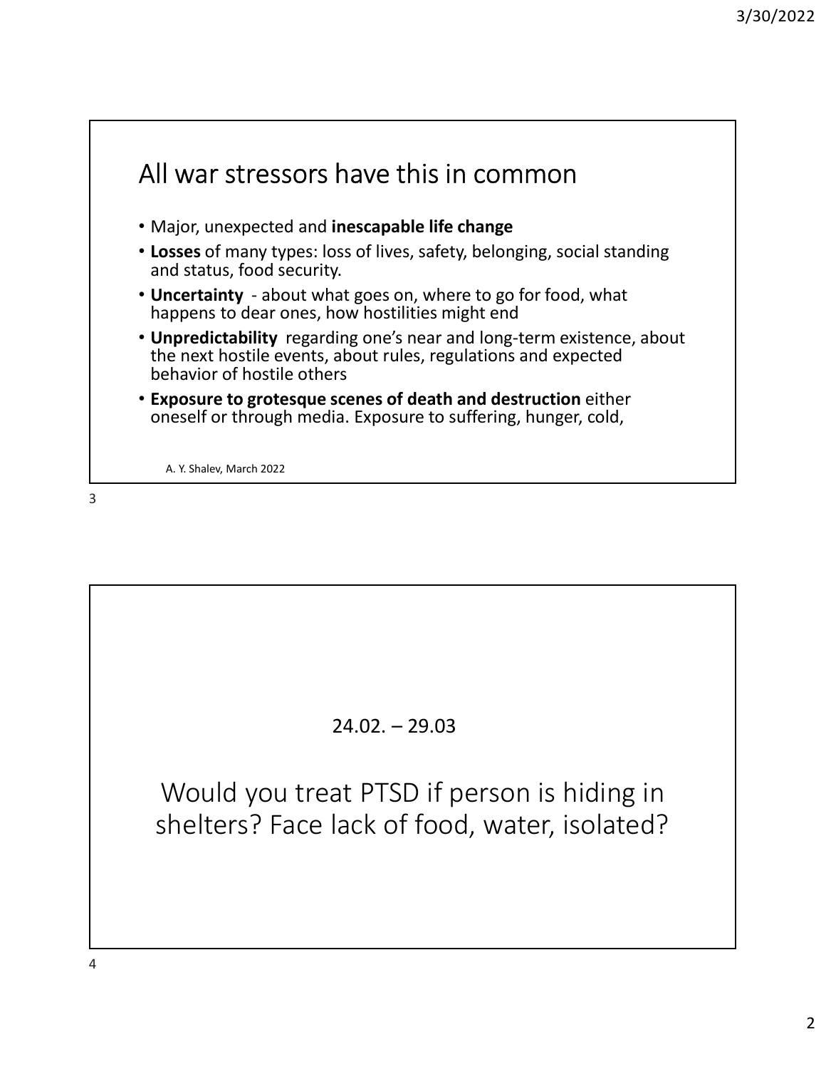## All war stressors have this in common

- Major, unexpected and **inescapable life change**
- **Losses** of many types: loss of lives, safety, belonging, social standing and status, food security.
- **Uncertainty** - about what goes on, where to go for food, what happens to dear ones, how hostilities might end
- **Unpredictability** regarding one's near and long-term existence, about the next hostile events, about rules, regulations and expected behavior of hostile others
- **Exposure to grotesque scenes of death and destruction** either oneself or through media. Exposure to suffering, hunger, cold,

A. Y. Shalev, March 2022

24.02. – 29.03

Would you treat PTSD if person is hiding in shelters? Face lack of food, water, isolated?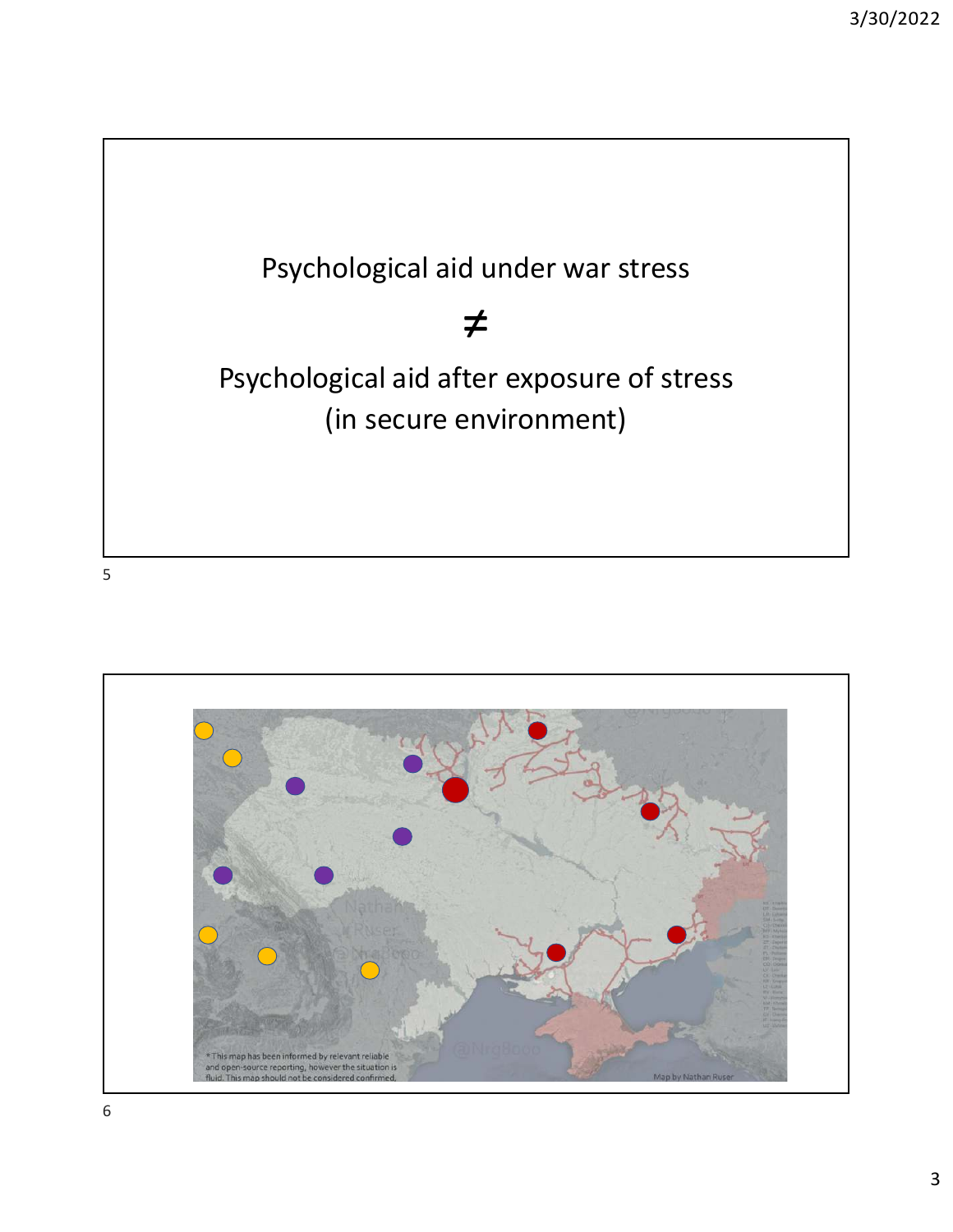Psychological aid under war stress

≠

Psychological aid after exposure of stress (in secure environment)

*This map has been informed by relevant reliable and open-source reporting, however the situation is fluid. This map should not be considered confirmed.

Map by Nathan Ruser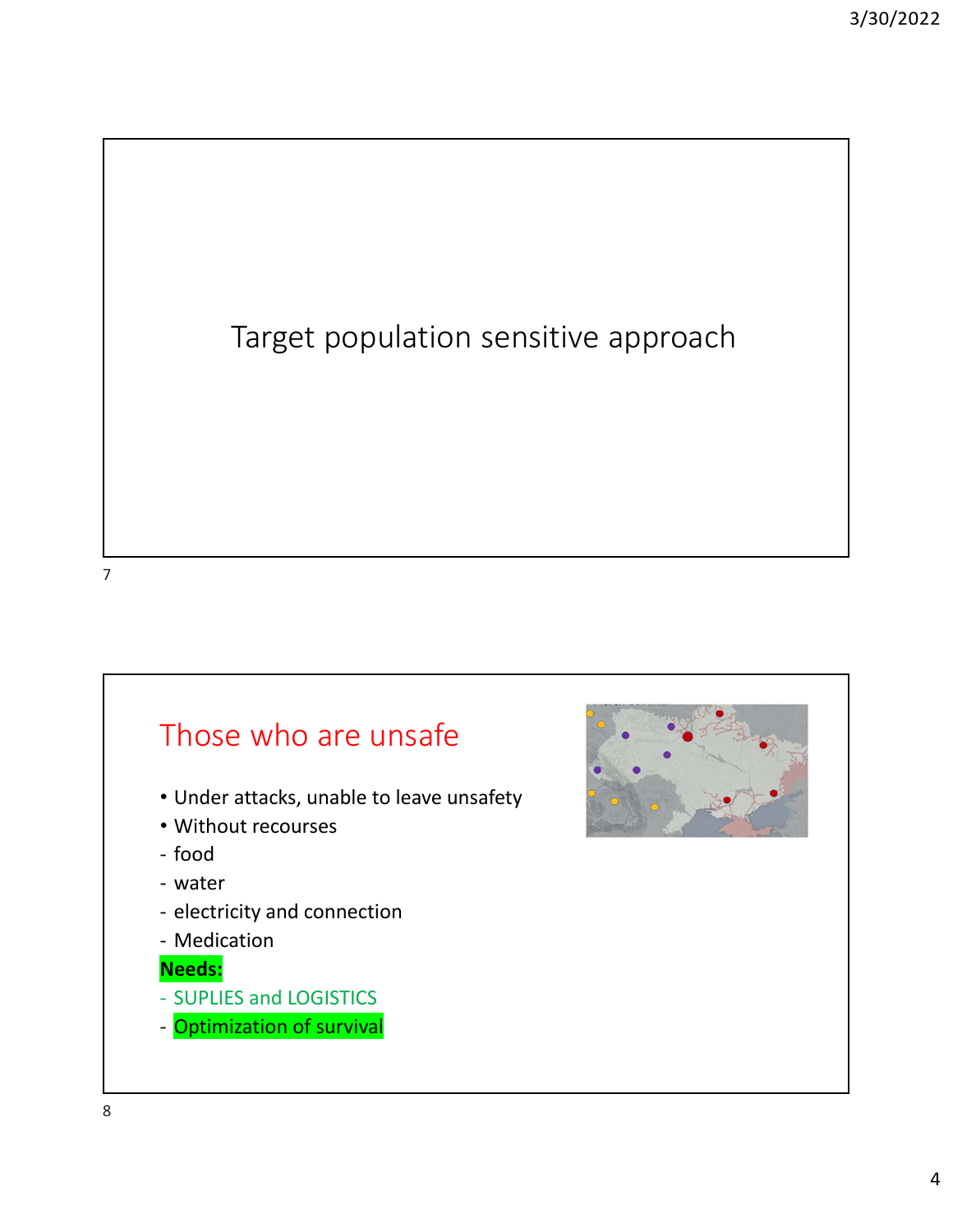# Target population sensitive approach

## Those who are unsafe

- Under attacks, unable to leave unsafety
- Without recourses
- food
- water
- electricity and connection
- Medication

**Needs:**

- SUPLIES and LOGISTICS
- Optimization of survival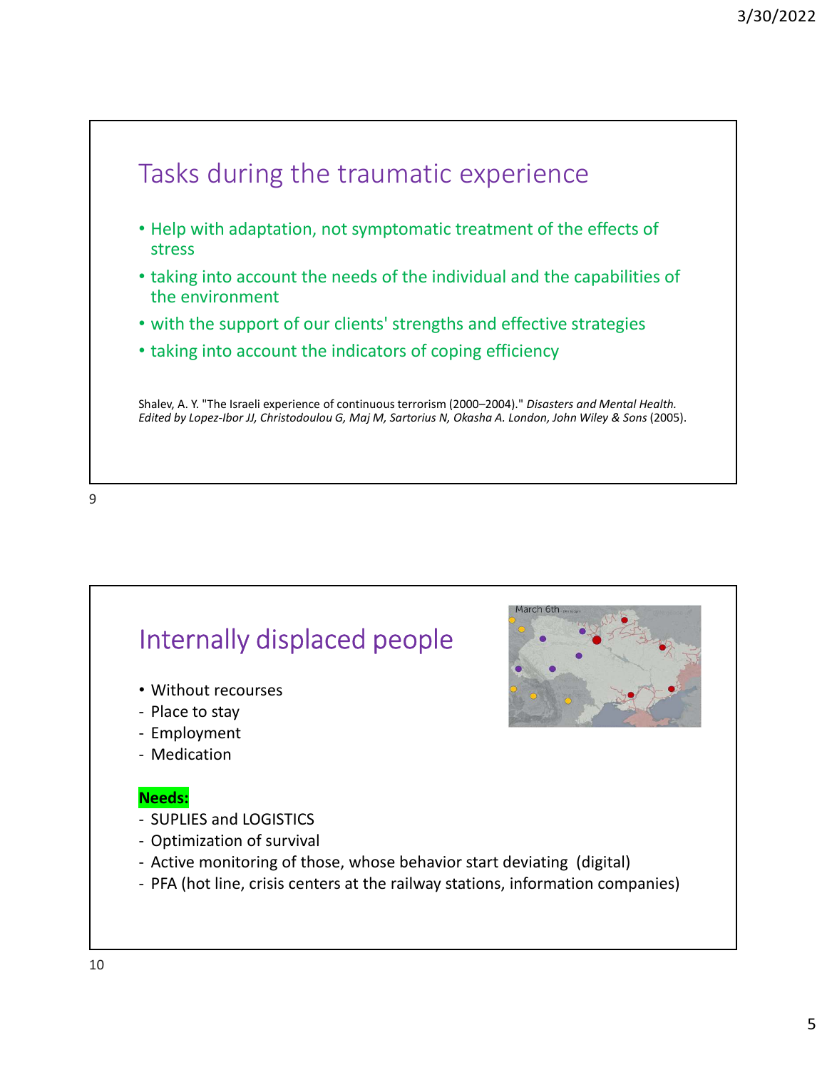## Tasks during the traumatic experience

- Help with adaptation, not symptomatic treatment of the effects of stress
- taking into account the needs of the individual and the capabilities of the environment
- with the support of our clients' strengths and effective strategies
- taking into account the indicators of coping efficiency

Shalev, A. Y. "The Israeli experience of continuous terrorism (2000–2004)." *Disasters and Mental Health. Edited by Lopez-Ibor JJ, Christodoulou G, Maj M, Sartorius N, Okasha A. London, John Wiley & Sons* (2005).

## Internally displaced people

- Without recourses
- Place to stay
- Employment
- Medication

**Needs:**

- SUPLIES and LOGISTICS
- Optimization of survival
- Active monitoring of those, whose behavior start deviating (digital)
- PFA (hot line, crisis centers at the railway stations, information companies)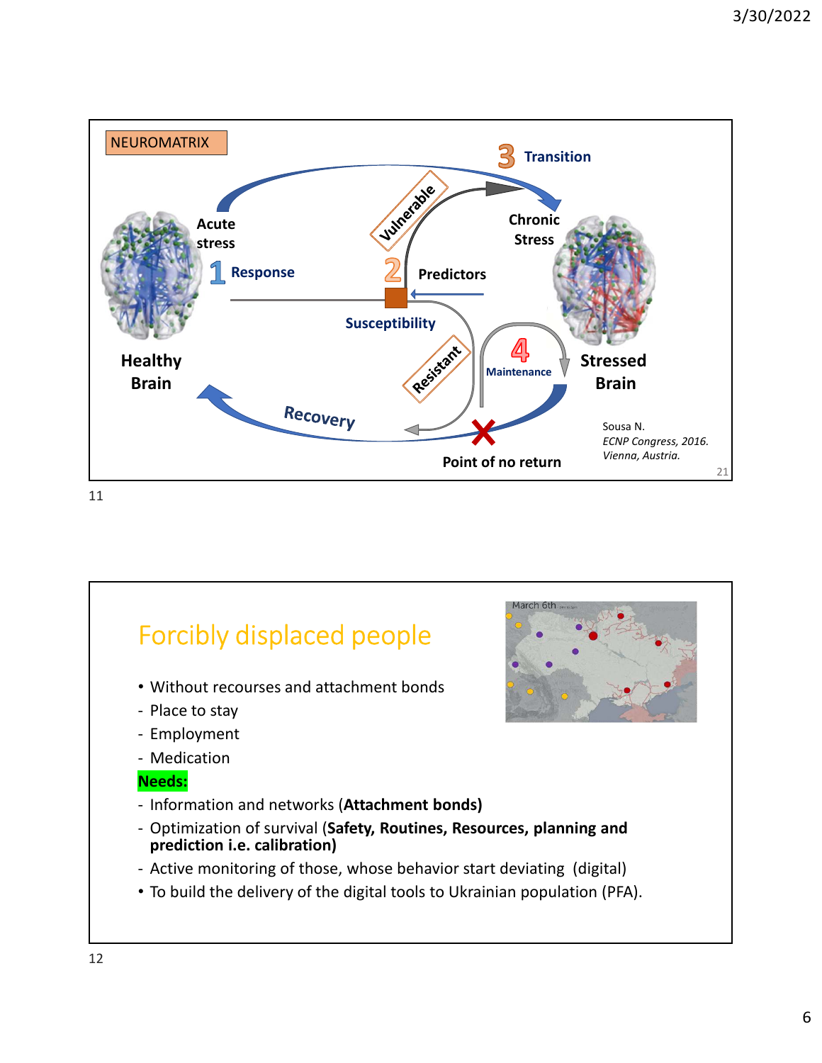NEUROMATRIX

Acute stress

1 Response

2 Predictors

3 Transition

4 Maintenance

Vulnerable

Resistant

Susceptibility

Chronic Stress

Healthy Brain

Stressed Brain

Recovery

Point of no return

Sousa N. *ECNP Congress, 2016. Vienna, Austria.*

## Forcibly displaced people

- Without recourses and attachment bonds
- Place to stay
- Employment
- Medication

**Needs:**

- Information and networks (**Attachment bonds)**
- Optimization of survival (**Safety, Routines, Resources, planning and prediction i.e. calibration)**
- Active monitoring of those, whose behavior start deviating (digital)

- To build the delivery of the digital tools to Ukrainian population (PFA).

March 6th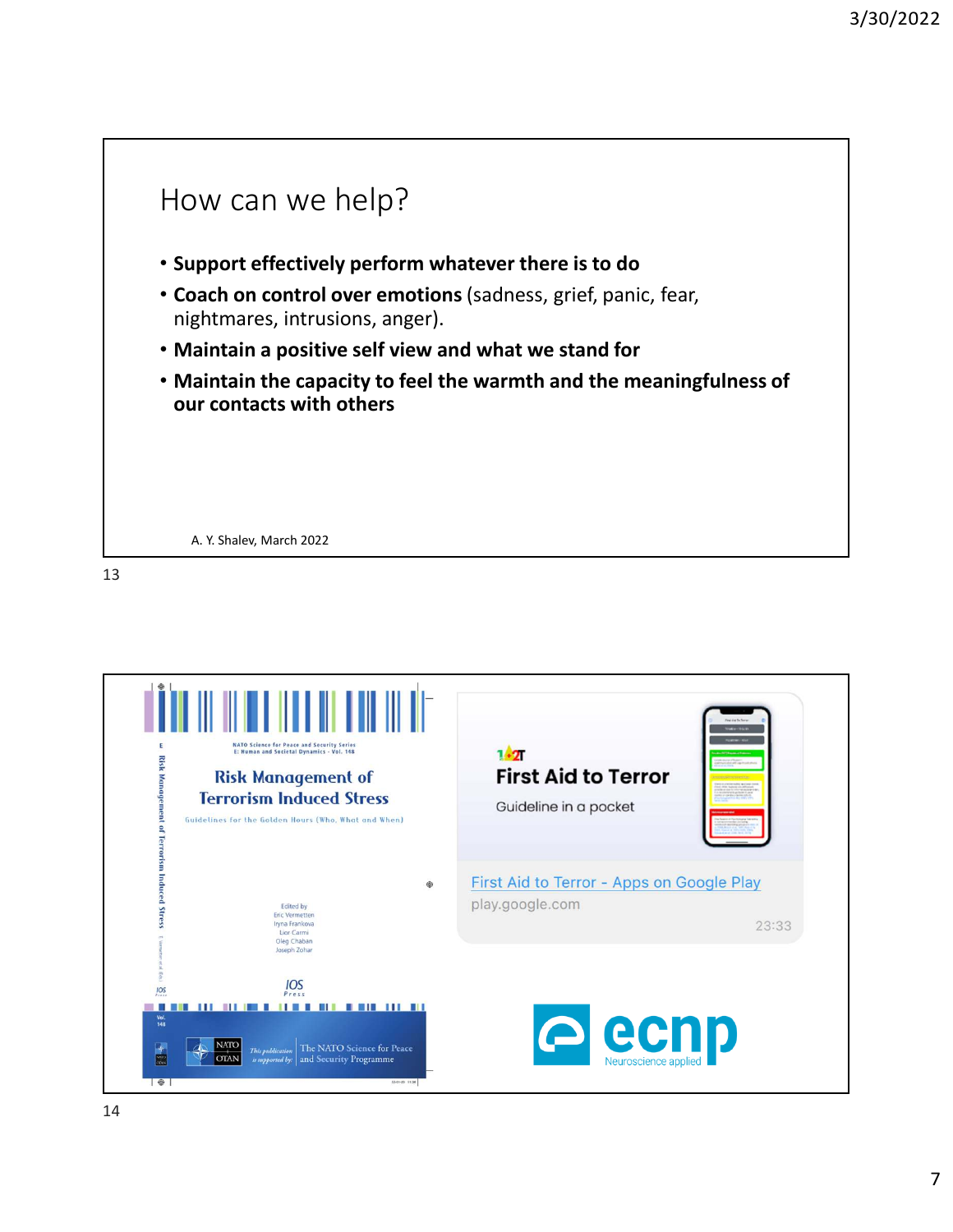## How can we help?

- **Support effectively perform whatever there is to do**
- **Coach on control over emotions** (sadness, grief, panic, fear, nightmares, intrusions, anger).
- **Maintain a positive self view and what we stand for**
- **Maintain the capacity to feel the warmth and the meaningfulness of our contacts with others**

A. Y. Shalev, March 2022

---

NATO Science for Peace and Security Series
E: Human and Societal Dynamics - Vol. 148

**Risk Management of Terrorism Induced Stress**

Guidelines for the Golden Hours (Who, What and When)

Edited by
Eric Vermetten
Iryna Frankova
Lior Carmi
Oleg Chaban
Joseph Zohar

IOS Press

This publication is supported by: The NATO Science for Peace and Security Programme

**First Aid to Terror**

Guideline in a pocket

First Aid to Terror - Apps on Google Play

play.google.com

23:33

ecnp Neuroscience applied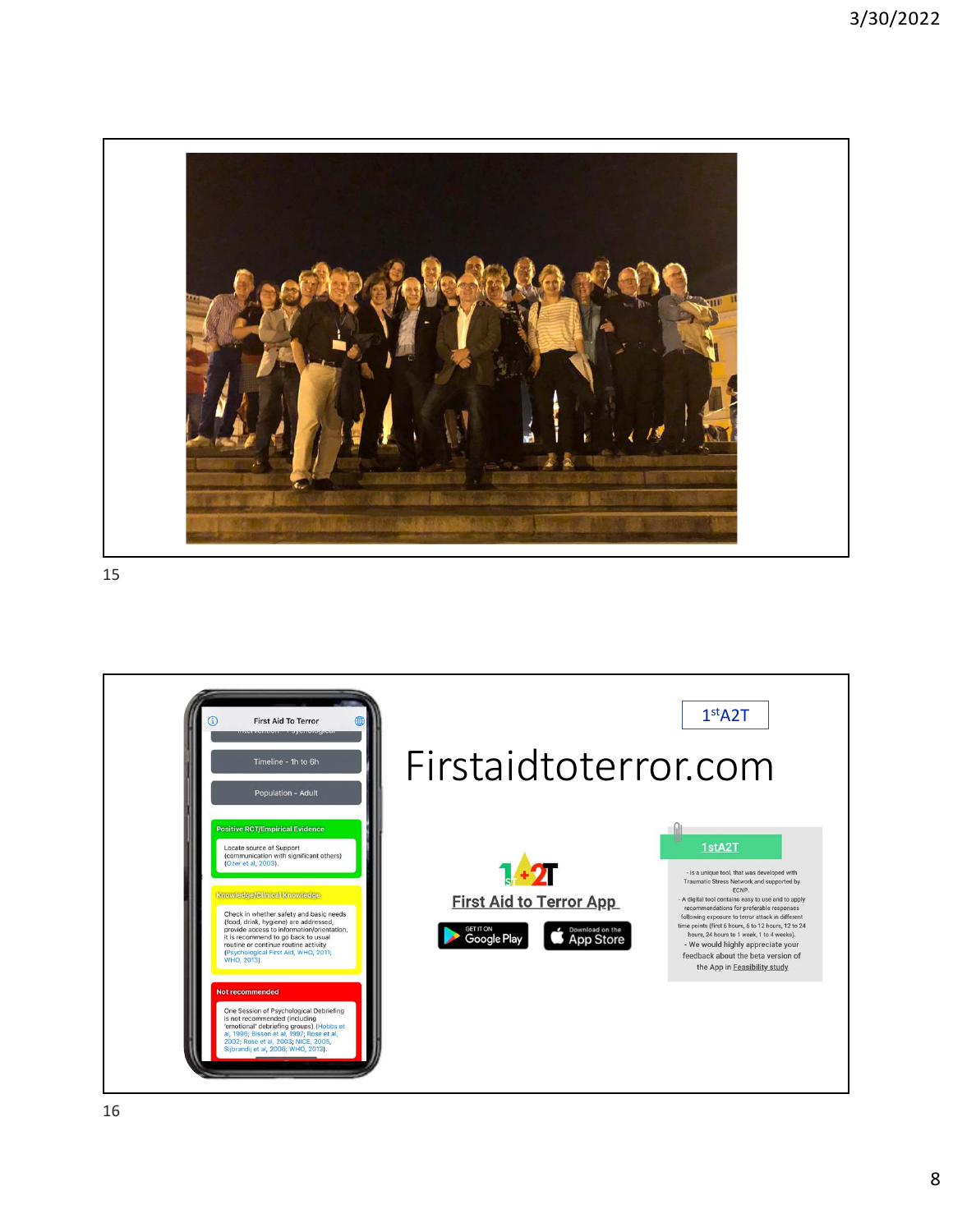First Aid To Terror

Timeline - 1h to 6h

Population - Adult

Positive RCT/Empirical Evidence

Locate source of Support (communication with significant others) (Ozer et al, 2003).

Knowledge/Clinical Knowledge

Check in whether safety and basic needs (food, drink, hygiene) are addressed, provide access to information/orientation, it is recommend to go back to usual routine or continue routine activity (Psychological First Aid, WHO, 2011; WHO, 2013).

Not recommended

One Session of Psychological Debriefing is not recommended (including 'emotional' debriefing groups) (Hobbs et al, 1996; Bisson et al, 1997; Rose et al, 2002; Rose et al, 2003; NICE, 2005, Sijbrandij et al, 2006; WHO, 2013).

1stA2T

# Firstaidtoterror.com

First Aid to Terror App

GET IT ON Google Play

Download on the App Store

1stA2T

- is a unique tool, that was developed with Traumatic Stress Network and supported by ECNP.
- A digital tool contains easy to use and to apply recommendations for preferable responses following exposure to terror attack in different time points (first 6 hours, 6 to 12 hours, 12 to 24 hours, 24 hours to 1 week, 1 to 4 weeks).
- We would highly appreciate your feedback about the beta version of the App in Feasibility study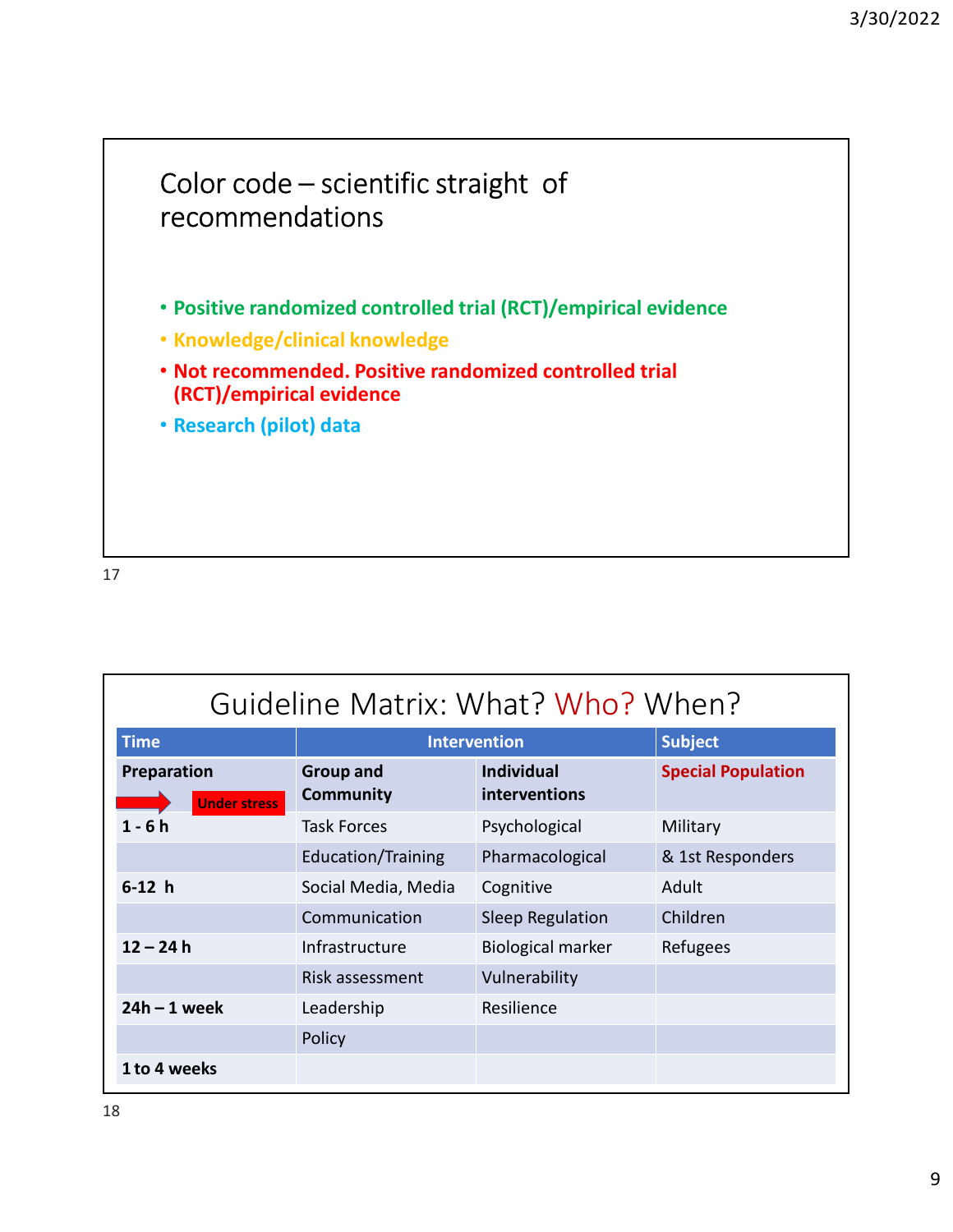## Color code – scientific straight of recommendations

- **Positive randomized controlled trial (RCT)/empirical evidence**
- **Knowledge/clinical knowledge**
- **Not recommended. Positive randomized controlled trial (RCT)/empirical evidence**
- **Research (pilot) data**

17

## Guideline Matrix: What? Who? When?

| Time | Intervention | | Subject |
|---|---|---|---|
| **Preparation** Under stress | **Group and Community** | **Individual interventions** | **Special Population** |
| **1 - 6 h** | Task Forces | Psychological | Military |
| | Education/Training | Pharmacological | & 1st Responders |
| **6-12 h** | Social Media, Media | Cognitive | Adult |
| | Communication | Sleep Regulation | Children |
| **12 – 24 h** | Infrastructure | Biological marker | Refugees |
| | Risk assessment | Vulnerability | |
| **24h – 1 week** | Leadership | Resilience | |
| | Policy | | |
| **1 to 4 weeks** | | | |

18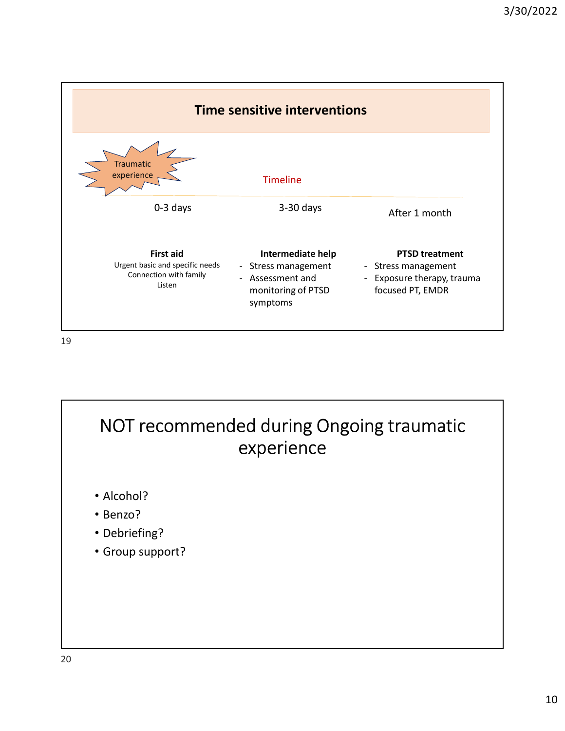## Time sensitive interventions

Traumatic experience

Timeline

| 0-3 days | 3-30 days | After 1 month |
|---|---|---|
| **First aid**<br>Urgent basic and specific needs<br>Connection with family<br>Listen | **Intermediate help**<br>- Stress management<br>- Assessment and monitoring of PTSD symptoms | **PTSD treatment**<br>- Stress management<br>- Exposure therapy, trauma focused PT, EMDR |

# NOT recommended during Ongoing traumatic experience

- Alcohol?
- Benzo?
- Debriefing?
- Group support?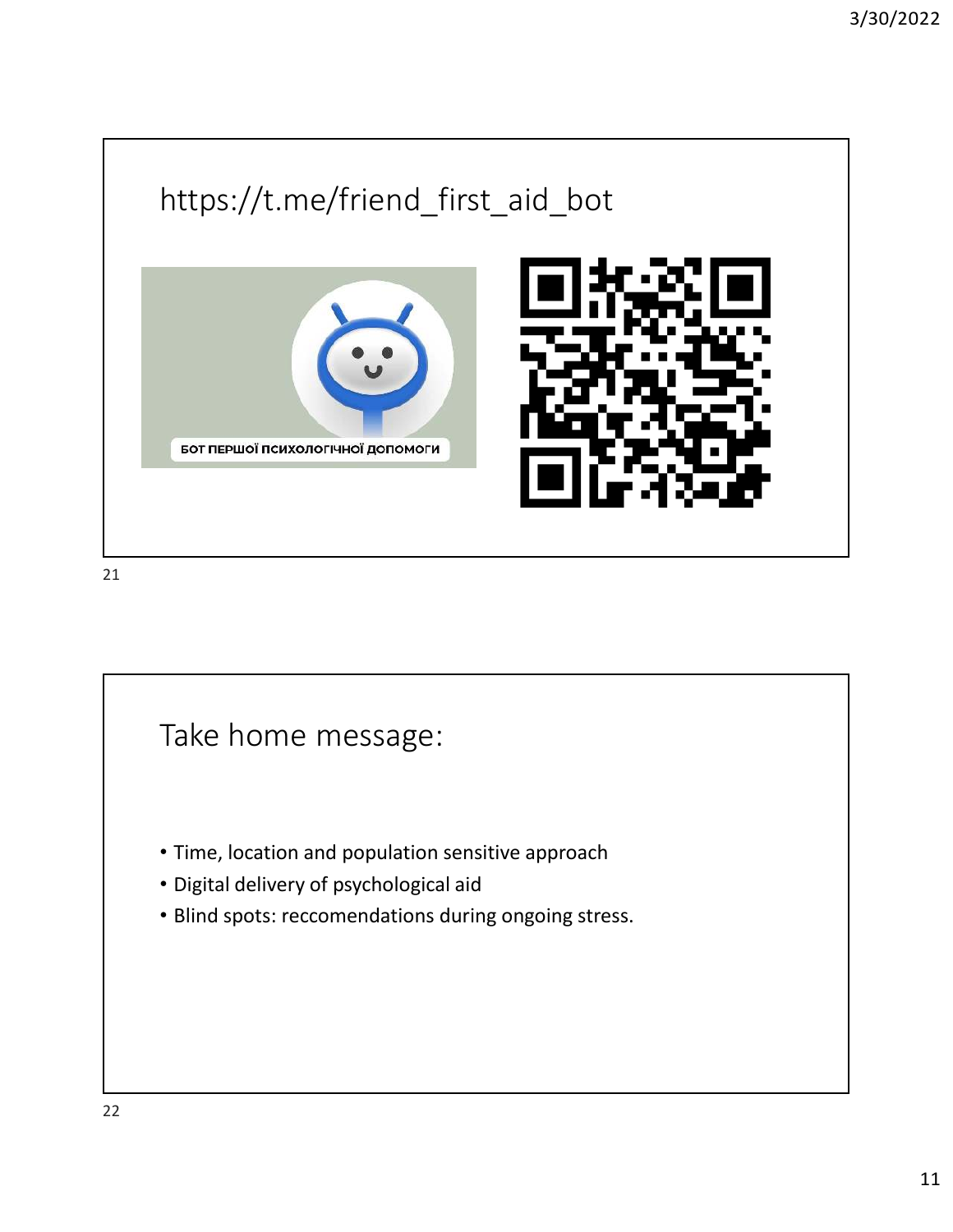## https://t.me/friend_first_aid_bot

БОТ ПЕРШОЇ ПСИХОЛОГІЧНОЇ ДОПОМОГИ

## Take home message:

- Time, location and population sensitive approach
- Digital delivery of psychological aid
- Blind spots: reccomendations during ongoing stress.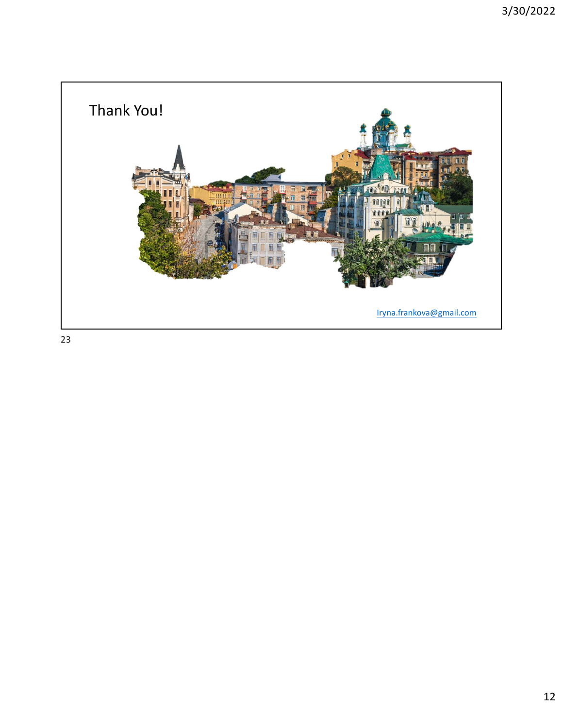# Thank You!

Iryna.frankova@gmail.com